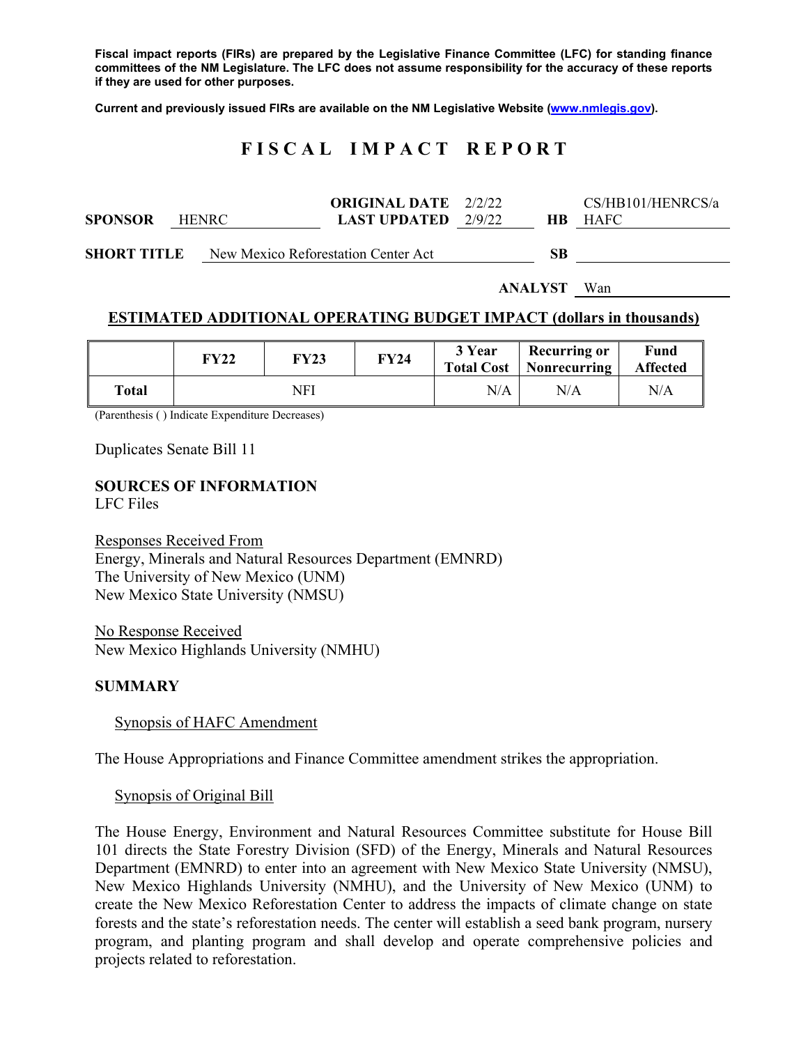**Fiscal impact reports (FIRs) are prepared by the Legislative Finance Committee (LFC) for standing finance committees of the NM Legislature. The LFC does not assume responsibility for the accuracy of these reports if they are used for other purposes.**

**Current and previously issued FIRs are available on the NM Legislative Website (www.nmlegis.gov).**

# FISCAL IMPACT REPORT

| | | | | | |
|---|---|---|---|---|---|
| **SPONSOR** | HENRC | **ORIGINAL DATE** | 2/2/22 | | CS/HB101/HENRCS/a |
| | | **LAST UPDATED** | 2/9/22 | **HB** | HAFC |
| **SHORT TITLE** | New Mexico Reforestation Center Act | | | **SB** | |
| | | | | **ANALYST** | Wan |

## ESTIMATED ADDITIONAL OPERATING BUDGET IMPACT (dollars in thousands)

| | FY22 | FY23 | FY24 | 3 Year Total Cost | Recurring or Nonrecurring | Fund Affected |
|---|---|---|---|---|---|---|
| **Total** | | NFI | | N/A | N/A | N/A |

(Parenthesis ( ) Indicate Expenditure Decreases)

Duplicates Senate Bill 11

**SOURCES OF INFORMATION**
LFC Files

Responses Received From
Energy, Minerals and Natural Resources Department (EMNRD)
The University of New Mexico (UNM)
New Mexico State University (NMSU)

No Response Received
New Mexico Highlands University (NMHU)

**SUMMARY**

Synopsis of HAFC Amendment

The House Appropriations and Finance Committee amendment strikes the appropriation.

Synopsis of Original Bill

The House Energy, Environment and Natural Resources Committee substitute for House Bill 101 directs the State Forestry Division (SFD) of the Energy, Minerals and Natural Resources Department (EMNRD) to enter into an agreement with New Mexico State University (NMSU), New Mexico Highlands University (NMHU), and the University of New Mexico (UNM) to create the New Mexico Reforestation Center to address the impacts of climate change on state forests and the state's reforestation needs. The center will establish a seed bank program, nursery program, and planting program and shall develop and operate comprehensive policies and projects related to reforestation.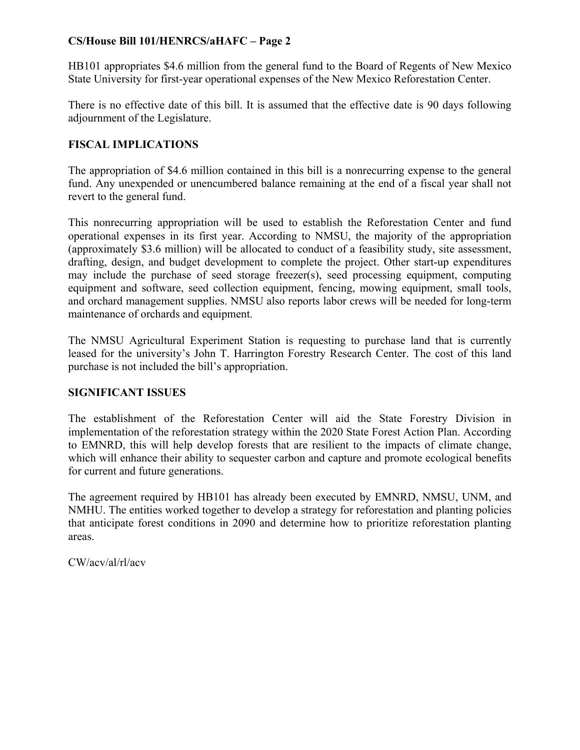HB101 appropriates $4.6 million from the general fund to the Board of Regents of New Mexico State University for first-year operational expenses of the New Mexico Reforestation Center.

There is no effective date of this bill. It is assumed that the effective date is 90 days following adjournment of the Legislature.

**FISCAL IMPLICATIONS**

The appropriation of $4.6 million contained in this bill is a nonrecurring expense to the general fund. Any unexpended or unencumbered balance remaining at the end of a fiscal year shall not revert to the general fund.

This nonrecurring appropriation will be used to establish the Reforestation Center and fund operational expenses in its first year. According to NMSU, the majority of the appropriation (approximately $3.6 million) will be allocated to conduct of a feasibility study, site assessment, drafting, design, and budget development to complete the project. Other start-up expenditures may include the purchase of seed storage freezer(s), seed processing equipment, computing equipment and software, seed collection equipment, fencing, mowing equipment, small tools, and orchard management supplies. NMSU also reports labor crews will be needed for long-term maintenance of orchards and equipment.

The NMSU Agricultural Experiment Station is requesting to purchase land that is currently leased for the university's John T. Harrington Forestry Research Center. The cost of this land purchase is not included the bill's appropriation.

**SIGNIFICANT ISSUES**

The establishment of the Reforestation Center will aid the State Forestry Division in implementation of the reforestation strategy within the 2020 State Forest Action Plan. According to EMNRD, this will help develop forests that are resilient to the impacts of climate change, which will enhance their ability to sequester carbon and capture and promote ecological benefits for current and future generations.

The agreement required by HB101 has already been executed by EMNRD, NMSU, UNM, and NMHU. The entities worked together to develop a strategy for reforestation and planting policies that anticipate forest conditions in 2090 and determine how to prioritize reforestation planting areas.

CW/acv/al/rl/acv